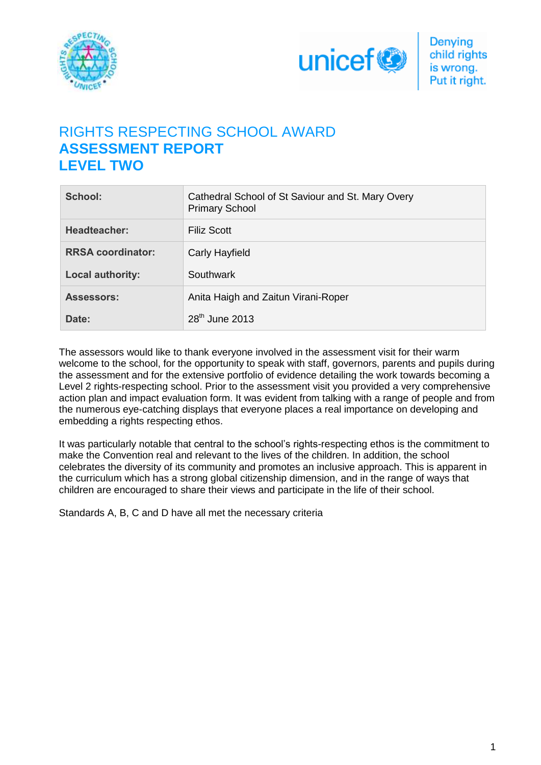# RIGHTS RESPECTING SCHOOL AWARD
## ASSESSMENT REPORT
## LEVEL TWO

| | |
|---|---|
| **School:** | Cathedral School of St Saviour and St. Mary Overy Primary School |
| **Headteacher:** | Filiz Scott |
| **RRSA coordinator:** | Carly Hayfield |
| **Local authority:** | Southwark |
| **Assessors:** | Anita Haigh and Zaitun Virani-Roper |
| **Date:** | 28th June 2013 |

The assessors would like to thank everyone involved in the assessment visit for their warm welcome to the school, for the opportunity to speak with staff, governors, parents and pupils during the assessment and for the extensive portfolio of evidence detailing the work towards becoming a Level 2 rights-respecting school. Prior to the assessment visit you provided a very comprehensive action plan and impact evaluation form. It was evident from talking with a range of people and from the numerous eye-catching displays that everyone places a real importance on developing and embedding a rights respecting ethos.

It was particularly notable that central to the school's rights-respecting ethos is the commitment to make the Convention real and relevant to the lives of the children. In addition, the school celebrates the diversity of its community and promotes an inclusive approach. This is apparent in the curriculum which has a strong global citizenship dimension, and in the range of ways that children are encouraged to share their views and participate in the life of their school.

Standards A, B, C and D have all met the necessary criteria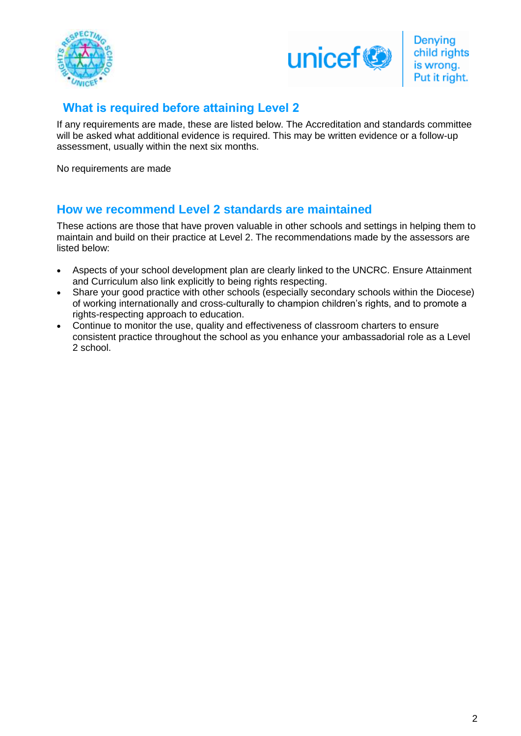## What is required before attaining Level 2

If any requirements are made, these are listed below. The Accreditation and standards committee will be asked what additional evidence is required. This may be written evidence or a follow-up assessment, usually within the next six months.

No requirements are made

## How we recommend Level 2 standards are maintained

These actions are those that have proven valuable in other schools and settings in helping them to maintain and build on their practice at Level 2. The recommendations made by the assessors are listed below:

- Aspects of your school development plan are clearly linked to the UNCRC. Ensure Attainment and Curriculum also link explicitly to being rights respecting.
- Share your good practice with other schools (especially secondary schools within the Diocese) of working internationally and cross-culturally to champion children's rights, and to promote a rights-respecting approach to education.
- Continue to monitor the use, quality and effectiveness of classroom charters to ensure consistent practice throughout the school as you enhance your ambassadorial role as a Level 2 school.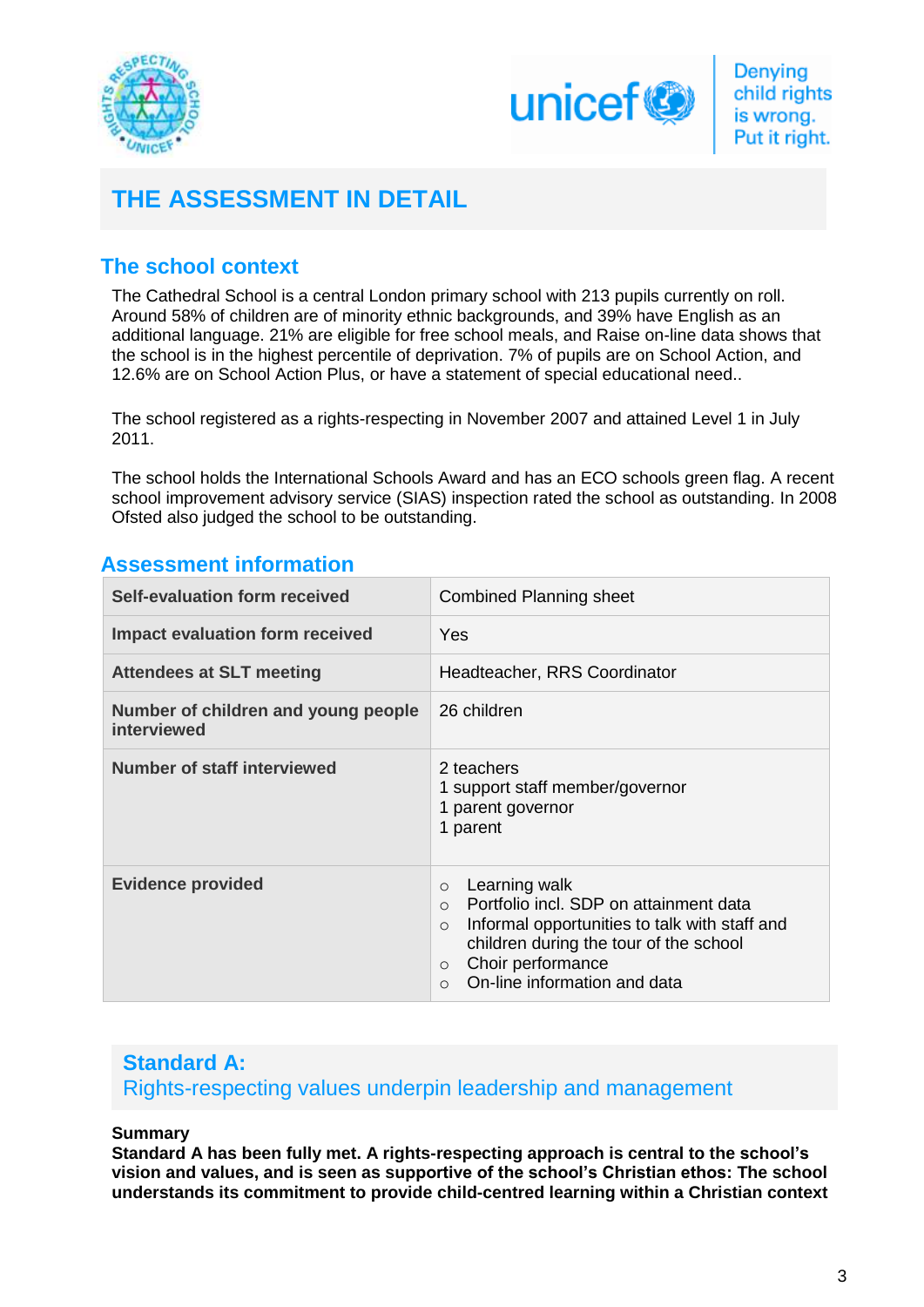# THE ASSESSMENT IN DETAIL

## The school context

The Cathedral School is a central London primary school with 213 pupils currently on roll. Around 58% of children are of minority ethnic backgrounds, and 39% have English as an additional language. 21% are eligible for free school meals, and Raise on-line data shows that the school is in the highest percentile of deprivation. 7% of pupils are on School Action, and 12.6% are on School Action Plus, or have a statement of special educational need..

The school registered as a rights-respecting in November 2007 and attained Level 1 in July 2011.

The school holds the International Schools Award and has an ECO schools green flag. A recent school improvement advisory service (SIAS) inspection rated the school as outstanding. In 2008 Ofsted also judged the school to be outstanding.

## Assessment information

| | |
|---|---|
| **Self-evaluation form received** | Combined Planning sheet |
| **Impact evaluation form received** | Yes |
| **Attendees at SLT meeting** | Headteacher, RRS Coordinator |
| **Number of children and young people interviewed** | 26 children |
| **Number of staff interviewed** | 2 teachers<br>1 support staff member/governor<br>1 parent governor<br>1 parent |
| **Evidence provided** | ○ Learning walk<br>○ Portfolio incl. SDP on attainment data<br>○ Informal opportunities to talk with staff and children during the tour of the school<br>○ Choir performance<br>○ On-line information and data |

## Standard A:
Rights-respecting values underpin leadership and management

**Summary**
**Standard A has been fully met. A rights-respecting approach is central to the school's vision and values, and is seen as supportive of the school's Christian ethos: The school understands its commitment to provide child-centred learning within a Christian context**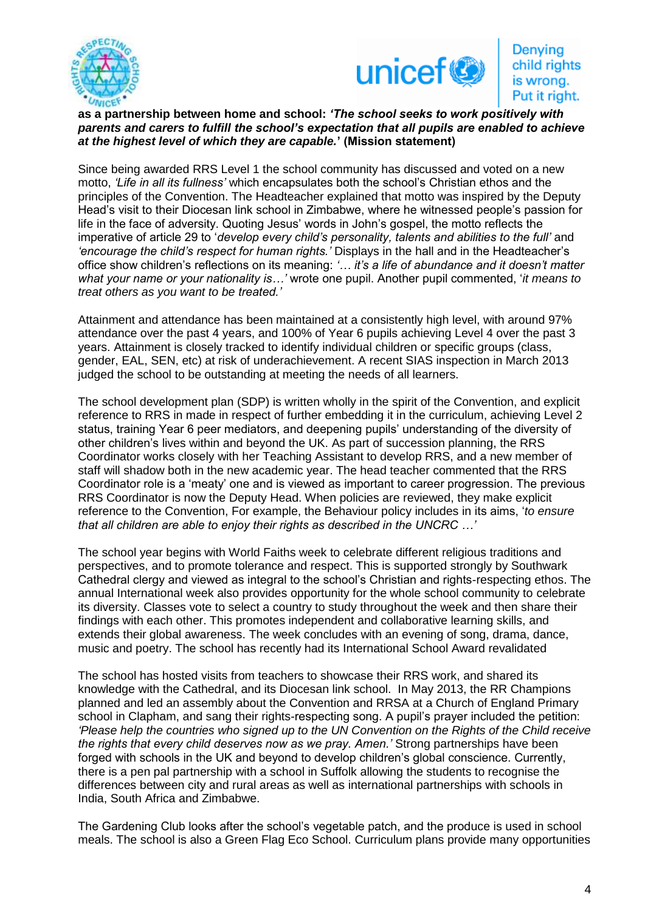**as a partnership between home and school:** ***'The school seeks to work positively with parents and carers to fulfill the school's expectation that all pupils are enabled to achieve at the highest level of which they are capable.'*** **(Mission statement)**

Since being awarded RRS Level 1 the school community has discussed and voted on a new motto, *'Life in all its fullness'* which encapsulates both the school's Christian ethos and the principles of the Convention. The Headteacher explained that motto was inspired by the Deputy Head's visit to their Diocesan link school in Zimbabwe, where he witnessed people's passion for life in the face of adversity. Quoting Jesus' words in John's gospel, the motto reflects the imperative of article 29 to '*develop every child's personality, talents and abilities to the full'* and *'encourage the child's respect for human rights.'* Displays in the hall and in the Headteacher's office show children's reflections on its meaning: *'… it's a life of abundance and it doesn't matter what your name or your nationality is…'* wrote one pupil. Another pupil commented, '*it means to treat others as you want to be treated.'*

Attainment and attendance has been maintained at a consistently high level, with around 97% attendance over the past 4 years, and 100% of Year 6 pupils achieving Level 4 over the past 3 years. Attainment is closely tracked to identify individual children or specific groups (class, gender, EAL, SEN, etc) at risk of underachievement. A recent SIAS inspection in March 2013 judged the school to be outstanding at meeting the needs of all learners.

The school development plan (SDP) is written wholly in the spirit of the Convention, and explicit reference to RRS in made in respect of further embedding it in the curriculum, achieving Level 2 status, training Year 6 peer mediators, and deepening pupils' understanding of the diversity of other children's lives within and beyond the UK. As part of succession planning, the RRS Coordinator works closely with her Teaching Assistant to develop RRS, and a new member of staff will shadow both in the new academic year. The head teacher commented that the RRS Coordinator role is a 'meaty' one and is viewed as important to career progression. The previous RRS Coordinator is now the Deputy Head. When policies are reviewed, they make explicit reference to the Convention, For example, the Behaviour policy includes in its aims, '*to ensure that all children are able to enjoy their rights as described in the UNCRC …'*

The school year begins with World Faiths week to celebrate different religious traditions and perspectives, and to promote tolerance and respect. This is supported strongly by Southwark Cathedral clergy and viewed as integral to the school's Christian and rights-respecting ethos. The annual International week also provides opportunity for the whole school community to celebrate its diversity. Classes vote to select a country to study throughout the week and then share their findings with each other. This promotes independent and collaborative learning skills, and extends their global awareness. The week concludes with an evening of song, drama, dance, music and poetry. The school has recently had its International School Award revalidated

The school has hosted visits from teachers to showcase their RRS work, and shared its knowledge with the Cathedral, and its Diocesan link school. In May 2013, the RR Champions planned and led an assembly about the Convention and RRSA at a Church of England Primary school in Clapham, and sang their rights-respecting song. A pupil's prayer included the petition: *'Please help the countries who signed up to the UN Convention on the Rights of the Child receive the rights that every child deserves now as we pray. Amen.'* Strong partnerships have been forged with schools in the UK and beyond to develop children's global conscience. Currently, there is a pen pal partnership with a school in Suffolk allowing the students to recognise the differences between city and rural areas as well as international partnerships with schools in India, South Africa and Zimbabwe.

The Gardening Club looks after the school's vegetable patch, and the produce is used in school meals. The school is also a Green Flag Eco School. Curriculum plans provide many opportunities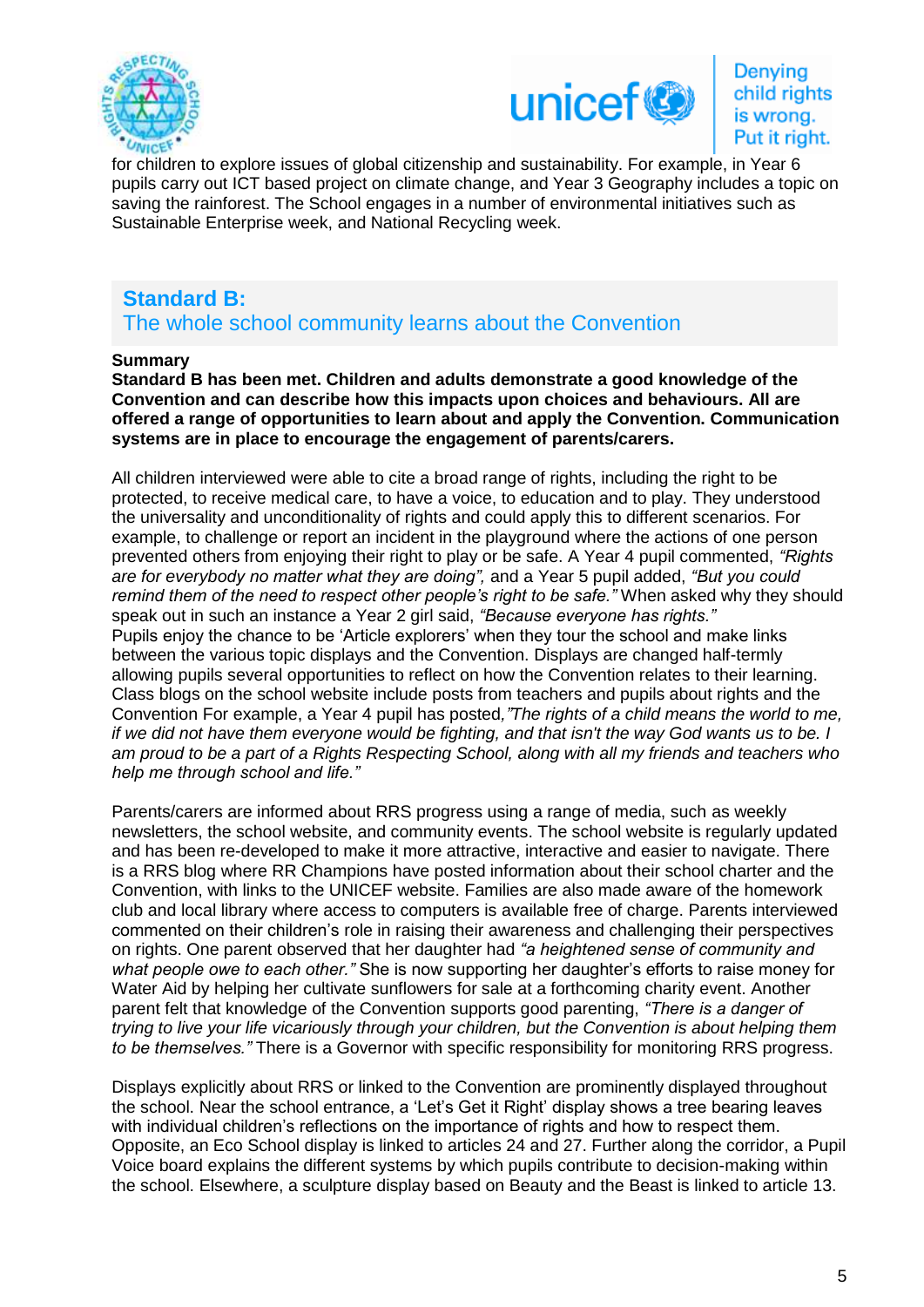for children to explore issues of global citizenship and sustainability. For example, in Year 6 pupils carry out ICT based project on climate change, and Year 3 Geography includes a topic on saving the rainforest. The School engages in a number of environmental initiatives such as Sustainable Enterprise week, and National Recycling week.

## Standard B:
## The whole school community learns about the Convention

**Summary**

**Standard B has been met. Children and adults demonstrate a good knowledge of the Convention and can describe how this impacts upon choices and behaviours. All are offered a range of opportunities to learn about and apply the Convention. Communication systems are in place to encourage the engagement of parents/carers.**

All children interviewed were able to cite a broad range of rights, including the right to be protected, to receive medical care, to have a voice, to education and to play. They understood the universality and unconditionality of rights and could apply this to different scenarios. For example, to challenge or report an incident in the playground where the actions of one person prevented others from enjoying their right to play or be safe. A Year 4 pupil commented, *"Rights are for everybody no matter what they are doing",* and a Year 5 pupil added, *"But you could remind them of the need to respect other people's right to be safe."* When asked why they should speak out in such an instance a Year 2 girl said, *"Because everyone has rights."*
Pupils enjoy the chance to be 'Article explorers' when they tour the school and make links between the various topic displays and the Convention. Displays are changed half-termly allowing pupils several opportunities to reflect on how the Convention relates to their learning. Class blogs on the school website include posts from teachers and pupils about rights and the Convention For example, a Year 4 pupil has posted,*"The rights of a child means the world to me, if we did not have them everyone would be fighting, and that isn't the way God wants us to be. I am proud to be a part of a Rights Respecting School, along with all my friends and teachers who help me through school and life."*

Parents/carers are informed about RRS progress using a range of media, such as weekly newsletters, the school website, and community events. The school website is regularly updated and has been re-developed to make it more attractive, interactive and easier to navigate. There is a RRS blog where RR Champions have posted information about their school charter and the Convention, with links to the UNICEF website. Families are also made aware of the homework club and local library where access to computers is available free of charge. Parents interviewed commented on their children's role in raising their awareness and challenging their perspectives on rights. One parent observed that her daughter had *"a heightened sense of community and what people owe to each other."* She is now supporting her daughter's efforts to raise money for Water Aid by helping her cultivate sunflowers for sale at a forthcoming charity event. Another parent felt that knowledge of the Convention supports good parenting, *"There is a danger of trying to live your life vicariously through your children, but the Convention is about helping them to be themselves."* There is a Governor with specific responsibility for monitoring RRS progress.

Displays explicitly about RRS or linked to the Convention are prominently displayed throughout the school. Near the school entrance, a 'Let's Get it Right' display shows a tree bearing leaves with individual children's reflections on the importance of rights and how to respect them. Opposite, an Eco School display is linked to articles 24 and 27. Further along the corridor, a Pupil Voice board explains the different systems by which pupils contribute to decision-making within the school. Elsewhere, a sculpture display based on Beauty and the Beast is linked to article 13.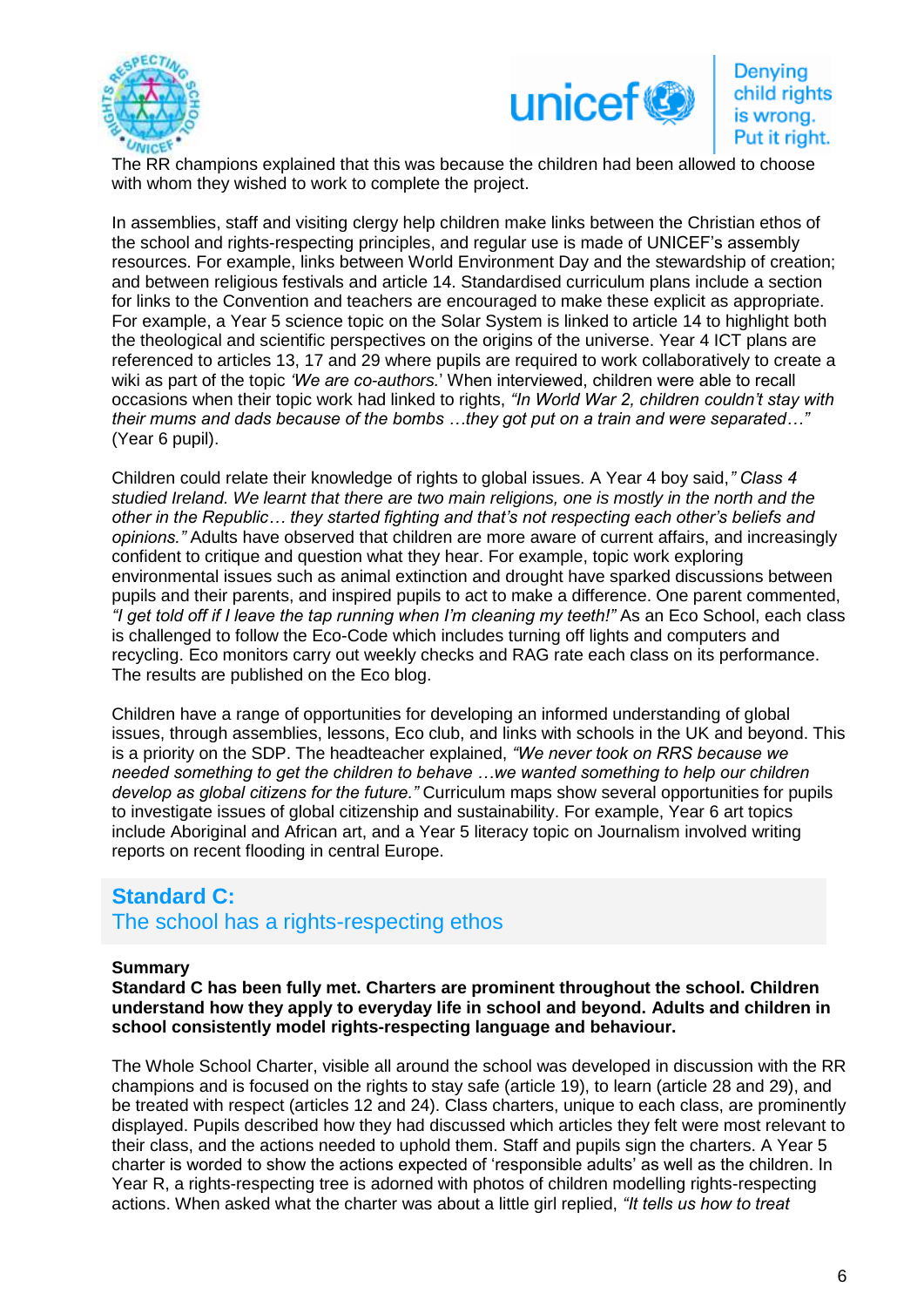The RR champions explained that this was because the children had been allowed to choose with whom they wished to work to complete the project.

In assemblies, staff and visiting clergy help children make links between the Christian ethos of the school and rights-respecting principles, and regular use is made of UNICEF's assembly resources. For example, links between World Environment Day and the stewardship of creation; and between religious festivals and article 14. Standardised curriculum plans include a section for links to the Convention and teachers are encouraged to make these explicit as appropriate. For example, a Year 5 science topic on the Solar System is linked to article 14 to highlight both the theological and scientific perspectives on the origins of the universe. Year 4 ICT plans are referenced to articles 13, 17 and 29 where pupils are required to work collaboratively to create a wiki as part of the topic *'We are co-authors.'* When interviewed, children were able to recall occasions when their topic work had linked to rights, *"In World War 2, children couldn't stay with their mums and dads because of the bombs …they got put on a train and were separated…"* (Year 6 pupil).

Children could relate their knowledge of rights to global issues. A Year 4 boy said,*" Class 4 studied Ireland. We learnt that there are two main religions, one is mostly in the north and the other in the Republic… they started fighting and that's not respecting each other's beliefs and opinions."* Adults have observed that children are more aware of current affairs, and increasingly confident to critique and question what they hear. For example, topic work exploring environmental issues such as animal extinction and drought have sparked discussions between pupils and their parents, and inspired pupils to act to make a difference. One parent commented, *"I get told off if I leave the tap running when I'm cleaning my teeth!"* As an Eco School, each class is challenged to follow the Eco-Code which includes turning off lights and computers and recycling. Eco monitors carry out weekly checks and RAG rate each class on its performance. The results are published on the Eco blog.

Children have a range of opportunities for developing an informed understanding of global issues, through assemblies, lessons, Eco club, and links with schools in the UK and beyond. This is a priority on the SDP. The headteacher explained, *"We never took on RRS because we needed something to get the children to behave …we wanted something to help our children develop as global citizens for the future."* Curriculum maps show several opportunities for pupils to investigate issues of global citizenship and sustainability. For example, Year 6 art topics include Aboriginal and African art, and a Year 5 literacy topic on Journalism involved writing reports on recent flooding in central Europe.

## Standard C:
## The school has a rights-respecting ethos

**Summary**

**Standard C has been fully met. Charters are prominent throughout the school. Children understand how they apply to everyday life in school and beyond. Adults and children in school consistently model rights-respecting language and behaviour.**

The Whole School Charter, visible all around the school was developed in discussion with the RR champions and is focused on the rights to stay safe (article 19), to learn (article 28 and 29), and be treated with respect (articles 12 and 24). Class charters, unique to each class, are prominently displayed. Pupils described how they had discussed which articles they felt were most relevant to their class, and the actions needed to uphold them. Staff and pupils sign the charters. A Year 5 charter is worded to show the actions expected of 'responsible adults' as well as the children. In Year R, a rights-respecting tree is adorned with photos of children modelling rights-respecting actions. When asked what the charter was about a little girl replied, *"It tells us how to treat*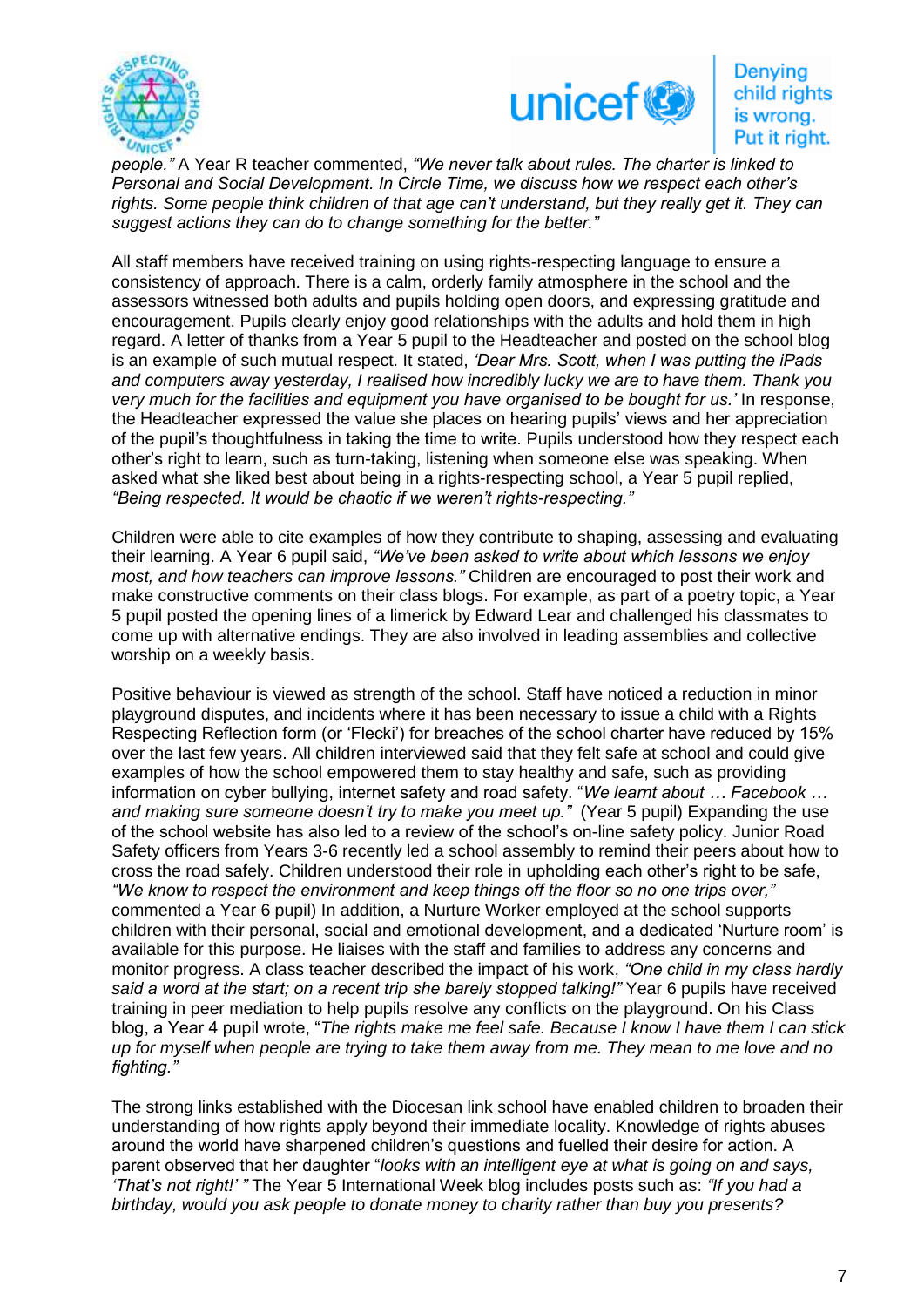*people."* A Year R teacher commented, *"We never talk about rules. The charter is linked to Personal and Social Development. In Circle Time, we discuss how we respect each other's rights. Some people think children of that age can't understand, but they really get it. They can suggest actions they can do to change something for the better."*

All staff members have received training on using rights-respecting language to ensure a consistency of approach. There is a calm, orderly family atmosphere in the school and the assessors witnessed both adults and pupils holding open doors, and expressing gratitude and encouragement. Pupils clearly enjoy good relationships with the adults and hold them in high regard. A letter of thanks from a Year 5 pupil to the Headteacher and posted on the school blog is an example of such mutual respect. It stated, *'Dear Mrs. Scott, when I was putting the iPads and computers away yesterday, I realised how incredibly lucky we are to have them. Thank you very much for the facilities and equipment you have organised to be bought for us.'* In response, the Headteacher expressed the value she places on hearing pupils' views and her appreciation of the pupil's thoughtfulness in taking the time to write. Pupils understood how they respect each other's right to learn, such as turn-taking, listening when someone else was speaking. When asked what she liked best about being in a rights-respecting school, a Year 5 pupil replied, *"Being respected. It would be chaotic if we weren't rights-respecting."*

Children were able to cite examples of how they contribute to shaping, assessing and evaluating their learning. A Year 6 pupil said, *"We've been asked to write about which lessons we enjoy most, and how teachers can improve lessons."* Children are encouraged to post their work and make constructive comments on their class blogs. For example, as part of a poetry topic, a Year 5 pupil posted the opening lines of a limerick by Edward Lear and challenged his classmates to come up with alternative endings. They are also involved in leading assemblies and collective worship on a weekly basis.

Positive behaviour is viewed as strength of the school. Staff have noticed a reduction in minor playground disputes, and incidents where it has been necessary to issue a child with a Rights Respecting Reflection form (or 'Flecki') for breaches of the school charter have reduced by 15% over the last few years. All children interviewed said that they felt safe at school and could give examples of how the school empowered them to stay healthy and safe, such as providing information on cyber bullying, internet safety and road safety. "*We learnt about … Facebook … and making sure someone doesn't try to make you meet up."* (Year 5 pupil) Expanding the use of the school website has also led to a review of the school's on-line safety policy. Junior Road Safety officers from Years 3-6 recently led a school assembly to remind their peers about how to cross the road safely. Children understood their role in upholding each other's right to be safe, *"We know to respect the environment and keep things off the floor so no one trips over,"* commented a Year 6 pupil) In addition, a Nurture Worker employed at the school supports children with their personal, social and emotional development, and a dedicated 'Nurture room' is available for this purpose. He liaises with the staff and families to address any concerns and monitor progress. A class teacher described the impact of his work, *"One child in my class hardly said a word at the start; on a recent trip she barely stopped talking!"* Year 6 pupils have received training in peer mediation to help pupils resolve any conflicts on the playground. On his Class blog, a Year 4 pupil wrote, "*The rights make me feel safe. Because I know I have them I can stick up for myself when people are trying to take them away from me. They mean to me love and no fighting."*

The strong links established with the Diocesan link school have enabled children to broaden their understanding of how rights apply beyond their immediate locality. Knowledge of rights abuses around the world have sharpened children's questions and fuelled their desire for action. A parent observed that her daughter "*looks with an intelligent eye at what is going on and says, 'That's not right!' "* The Year 5 International Week blog includes posts such as: *"If you had a birthday, would you ask people to donate money to charity rather than buy you presents?*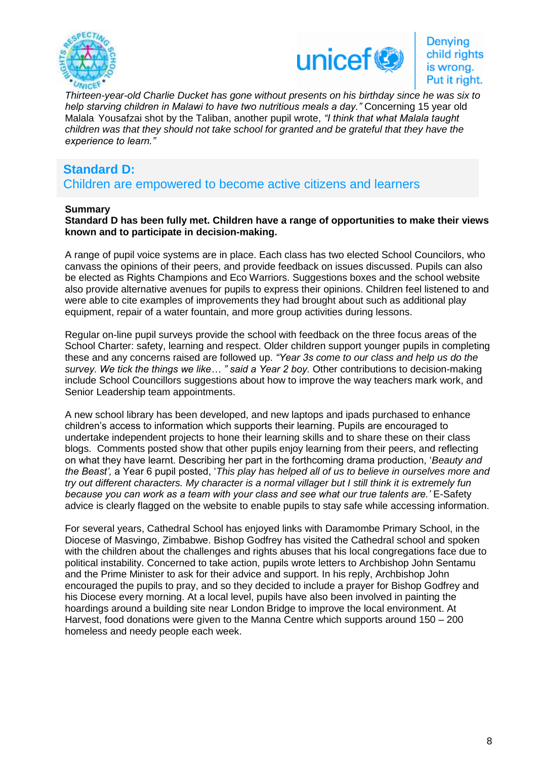*Thirteen-year-old Charlie Ducket has gone without presents on his birthday since he was six to help starving children in Malawi to have two nutritious meals a day."* Concerning 15 year old Malala Yousafzai shot by the Taliban, another pupil wrote, *"I think that what Malala taught children was that they should not take school for granted and be grateful that they have the experience to learn."*

## Standard D:
## Children are empowered to become active citizens and learners

**Summary**

**Standard D has been fully met. Children have a range of opportunities to make their views known and to participate in decision-making.**

A range of pupil voice systems are in place. Each class has two elected School Councilors, who canvass the opinions of their peers, and provide feedback on issues discussed. Pupils can also be elected as Rights Champions and Eco Warriors. Suggestions boxes and the school website also provide alternative avenues for pupils to express their opinions. Children feel listened to and were able to cite examples of improvements they had brought about such as additional play equipment, repair of a water fountain, and more group activities during lessons.

Regular on-line pupil surveys provide the school with feedback on the three focus areas of the School Charter: safety, learning and respect. Older children support younger pupils in completing these and any concerns raised are followed up. *"Year 3s come to our class and help us do the survey. We tick the things we like… " said a Year 2 boy.* Other contributions to decision-making include School Councillors suggestions about how to improve the way teachers mark work, and Senior Leadership team appointments.

A new school library has been developed, and new laptops and ipads purchased to enhance children's access to information which supports their learning. Pupils are encouraged to undertake independent projects to hone their learning skills and to share these on their class blogs. Comments posted show that other pupils enjoy learning from their peers, and reflecting on what they have learnt. Describing her part in the forthcoming drama production, '*Beauty and the Beast',* a Year 6 pupil posted, '*This play has helped all of us to believe in ourselves more and try out different characters. My character is a normal villager but I still think it is extremely fun because you can work as a team with your class and see what our true talents are.'* E-Safety advice is clearly flagged on the website to enable pupils to stay safe while accessing information.

For several years, Cathedral School has enjoyed links with Daramombe Primary School, in the Diocese of Masvingo, Zimbabwe. Bishop Godfrey has visited the Cathedral school and spoken with the children about the challenges and rights abuses that his local congregations face due to political instability. Concerned to take action, pupils wrote letters to Archbishop John Sentamu and the Prime Minister to ask for their advice and support. In his reply, Archbishop John encouraged the pupils to pray, and so they decided to include a prayer for Bishop Godfrey and his Diocese every morning. At a local level, pupils have also been involved in painting the hoardings around a building site near London Bridge to improve the local environment. At Harvest, food donations were given to the Manna Centre which supports around 150 – 200 homeless and needy people each week.